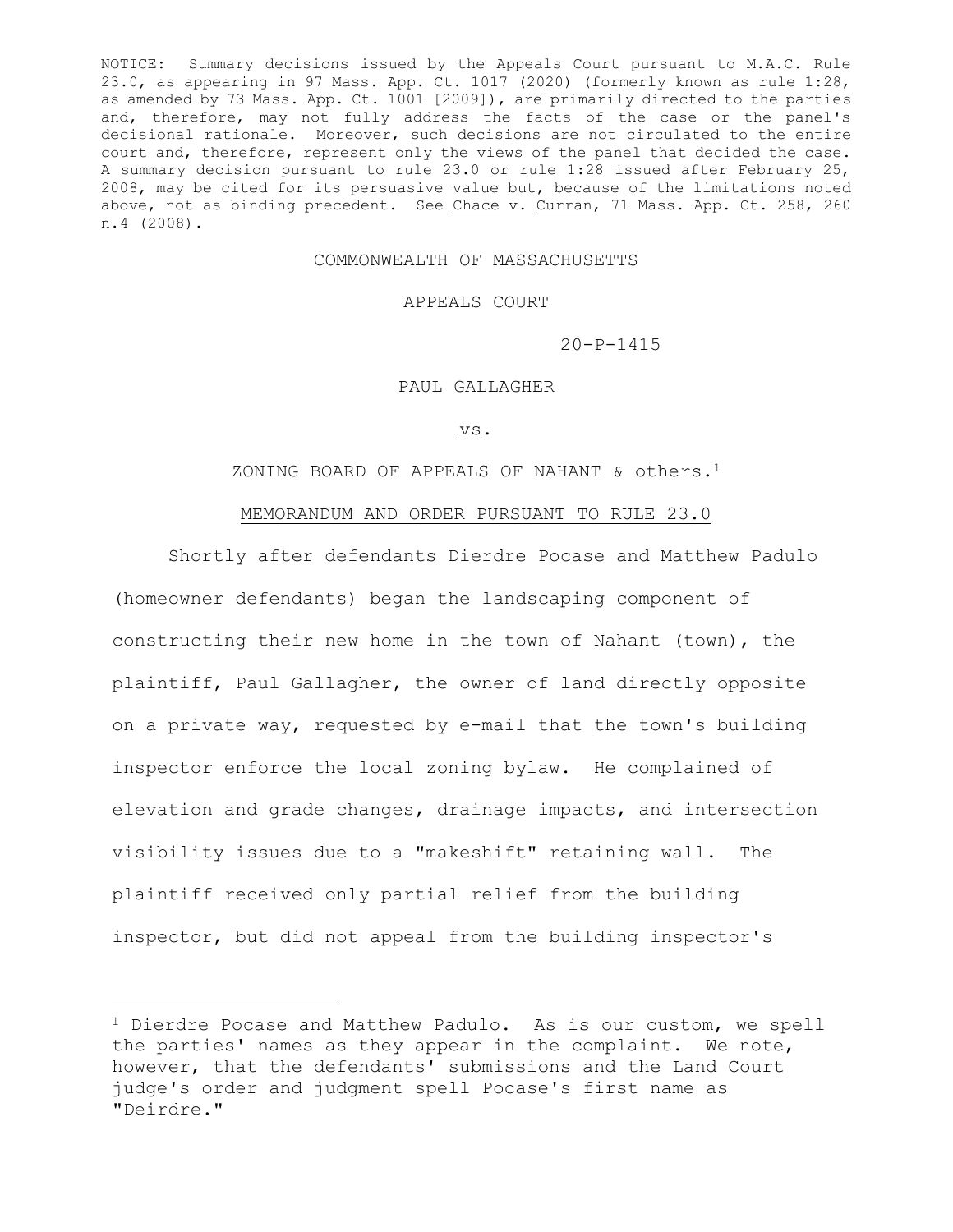NOTICE: Summary decisions issued by the Appeals Court pursuant to M.A.C. Rule 23.0, as appearing in 97 Mass. App. Ct. 1017 (2020) (formerly known as rule 1:28, as amended by 73 Mass. App. Ct. 1001 [2009]), are primarily directed to the parties and, therefore, may not fully address the facts of the case or the panel's decisional rationale. Moreover, such decisions are not circulated to the entire court and, therefore, represent only the views of the panel that decided the case. A summary decision pursuant to rule 23.0 or rule 1:28 issued after February 25, 2008, may be cited for its persuasive value but, because of the limitations noted above, not as binding precedent. See Chace v. Curran, 71 Mass. App. Ct. 258, 260 n.4 (2008).

COMMONWEALTH OF MASSACHUSETTS

APPEALS COURT

20-P-1415

PAUL GALLAGHER

vs.

ZONING BOARD OF APPEALS OF NAHANT & others.[1]

MEMORANDUM AND ORDER PURSUANT TO RULE 23.0

Shortly after defendants Dierdre Pocase and Matthew Padulo (homeowner defendants) began the landscaping component of constructing their new home in the town of Nahant (town), the plaintiff, Paul Gallagher, the owner of land directly opposite on a private way, requested by e-mail that the town's building inspector enforce the local zoning bylaw. He complained of elevation and grade changes, drainage impacts, and intersection visibility issues due to a "makeshift" retaining wall. The plaintiff received only partial relief from the building inspector, but did not appeal from the building inspector's

[1] Dierdre Pocase and Matthew Padulo. As is our custom, we spell the parties' names as they appear in the complaint. We note, however, that the defendants' submissions and the Land Court judge's order and judgment spell Pocase's first name as "Deirdre."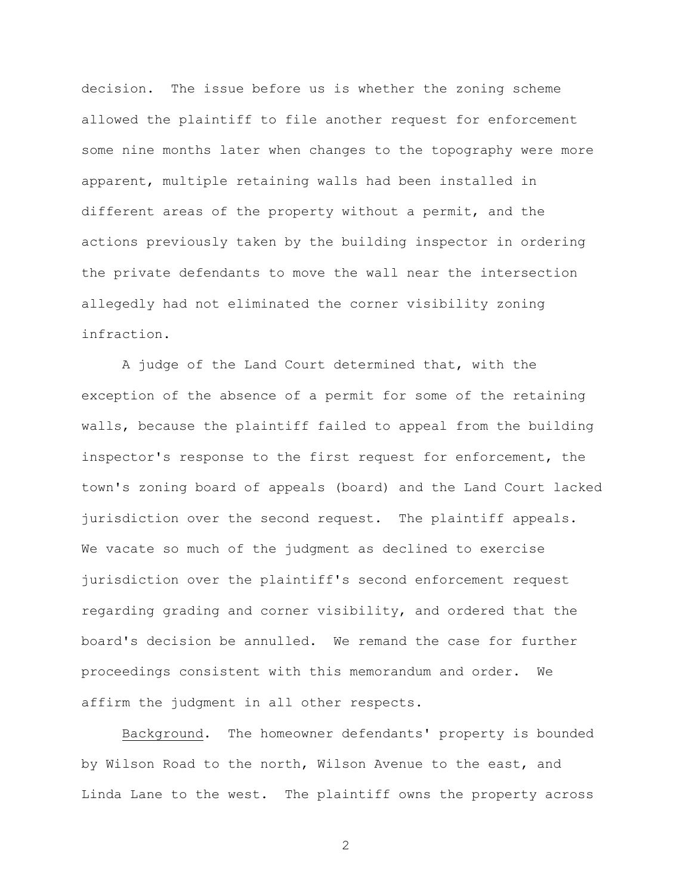decision. The issue before us is whether the zoning scheme allowed the plaintiff to file another request for enforcement some nine months later when changes to the topography were more apparent, multiple retaining walls had been installed in different areas of the property without a permit, and the actions previously taken by the building inspector in ordering the private defendants to move the wall near the intersection allegedly had not eliminated the corner visibility zoning infraction.

A judge of the Land Court determined that, with the exception of the absence of a permit for some of the retaining walls, because the plaintiff failed to appeal from the building inspector's response to the first request for enforcement, the town's zoning board of appeals (board) and the Land Court lacked jurisdiction over the second request. The plaintiff appeals. We vacate so much of the judgment as declined to exercise jurisdiction over the plaintiff's second enforcement request regarding grading and corner visibility, and ordered that the board's decision be annulled. We remand the case for further proceedings consistent with this memorandum and order. We affirm the judgment in all other respects.

<u>Background</u>. The homeowner defendants' property is bounded by Wilson Road to the north, Wilson Avenue to the east, and Linda Lane to the west. The plaintiff owns the property across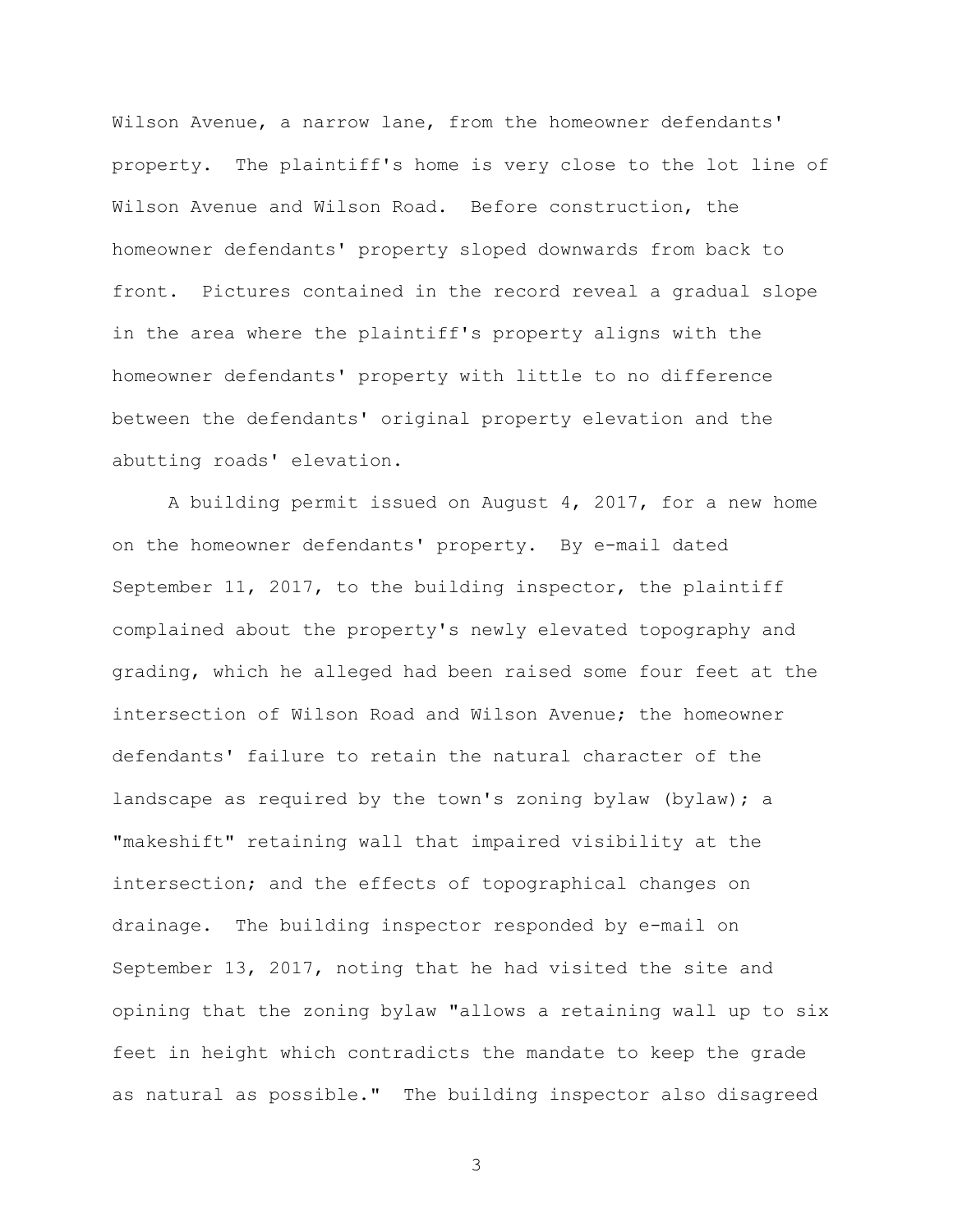Wilson Avenue, a narrow lane, from the homeowner defendants' property. The plaintiff's home is very close to the lot line of Wilson Avenue and Wilson Road. Before construction, the homeowner defendants' property sloped downwards from back to front. Pictures contained in the record reveal a gradual slope in the area where the plaintiff's property aligns with the homeowner defendants' property with little to no difference between the defendants' original property elevation and the abutting roads' elevation.

A building permit issued on August 4, 2017, for a new home on the homeowner defendants' property. By e-mail dated September 11, 2017, to the building inspector, the plaintiff complained about the property's newly elevated topography and grading, which he alleged had been raised some four feet at the intersection of Wilson Road and Wilson Avenue; the homeowner defendants' failure to retain the natural character of the landscape as required by the town's zoning bylaw (bylaw); a "makeshift" retaining wall that impaired visibility at the intersection; and the effects of topographical changes on drainage. The building inspector responded by e-mail on September 13, 2017, noting that he had visited the site and opining that the zoning bylaw "allows a retaining wall up to six feet in height which contradicts the mandate to keep the grade as natural as possible." The building inspector also disagreed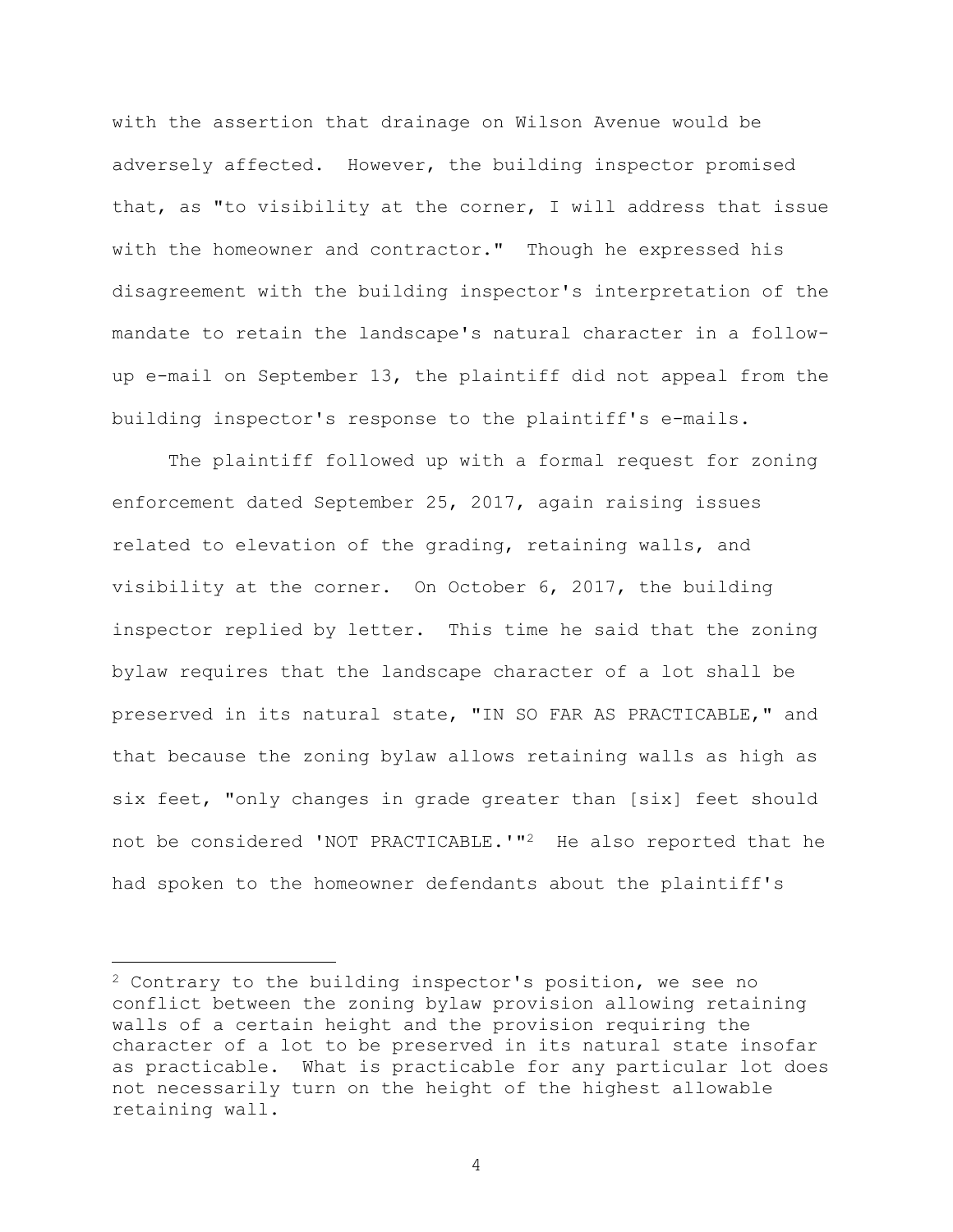with the assertion that drainage on Wilson Avenue would be adversely affected. However, the building inspector promised that, as "to visibility at the corner, I will address that issue with the homeowner and contractor." Though he expressed his disagreement with the building inspector's interpretation of the mandate to retain the landscape's natural character in a follow-up e-mail on September 13, the plaintiff did not appeal from the building inspector's response to the plaintiff's e-mails.

The plaintiff followed up with a formal request for zoning enforcement dated September 25, 2017, again raising issues related to elevation of the grading, retaining walls, and visibility at the corner. On October 6, 2017, the building inspector replied by letter. This time he said that the zoning bylaw requires that the landscape character of a lot shall be preserved in its natural state, "IN SO FAR AS PRACTICABLE," and that because the zoning bylaw allows retaining walls as high as six feet, "only changes in grade greater than [six] feet should not be considered 'NOT PRACTICABLE.'"[2] He also reported that he had spoken to the homeowner defendants about the plaintiff's

---

[2] Contrary to the building inspector's position, we see no conflict between the zoning bylaw provision allowing retaining walls of a certain height and the provision requiring the character of a lot to be preserved in its natural state insofar as practicable. What is practicable for any particular lot does not necessarily turn on the height of the highest allowable retaining wall.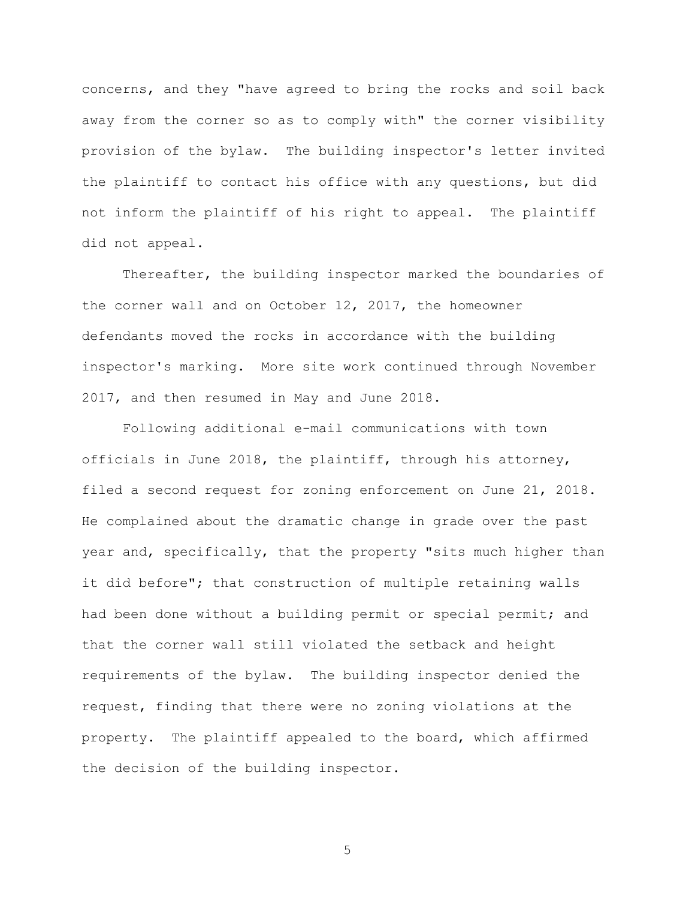concerns, and they "have agreed to bring the rocks and soil back away from the corner so as to comply with" the corner visibility provision of the bylaw. The building inspector's letter invited the plaintiff to contact his office with any questions, but did not inform the plaintiff of his right to appeal. The plaintiff did not appeal.

Thereafter, the building inspector marked the boundaries of the corner wall and on October 12, 2017, the homeowner defendants moved the rocks in accordance with the building inspector's marking. More site work continued through November 2017, and then resumed in May and June 2018.

Following additional e-mail communications with town officials in June 2018, the plaintiff, through his attorney, filed a second request for zoning enforcement on June 21, 2018. He complained about the dramatic change in grade over the past year and, specifically, that the property "sits much higher than it did before"; that construction of multiple retaining walls had been done without a building permit or special permit; and that the corner wall still violated the setback and height requirements of the bylaw. The building inspector denied the request, finding that there were no zoning violations at the property. The plaintiff appealed to the board, which affirmed the decision of the building inspector.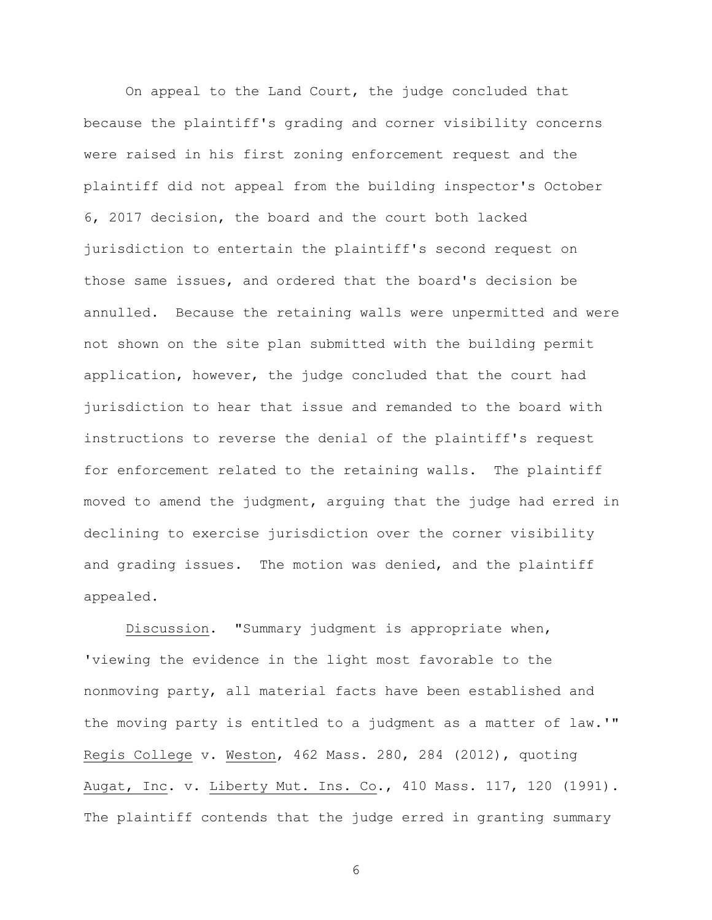On appeal to the Land Court, the judge concluded that because the plaintiff's grading and corner visibility concerns were raised in his first zoning enforcement request and the plaintiff did not appeal from the building inspector's October 6, 2017 decision, the board and the court both lacked jurisdiction to entertain the plaintiff's second request on those same issues, and ordered that the board's decision be annulled. Because the retaining walls were unpermitted and were not shown on the site plan submitted with the building permit application, however, the judge concluded that the court had jurisdiction to hear that issue and remanded to the board with instructions to reverse the denial of the plaintiff's request for enforcement related to the retaining walls. The plaintiff moved to amend the judgment, arguing that the judge had erred in declining to exercise jurisdiction over the corner visibility and grading issues. The motion was denied, and the plaintiff appealed.

Discussion. "Summary judgment is appropriate when, 'viewing the evidence in the light most favorable to the nonmoving party, all material facts have been established and the moving party is entitled to a judgment as a matter of law.'" Regis College v. Weston, 462 Mass. 280, 284 (2012), quoting Augat, Inc. v. Liberty Mut. Ins. Co., 410 Mass. 117, 120 (1991). The plaintiff contends that the judge erred in granting summary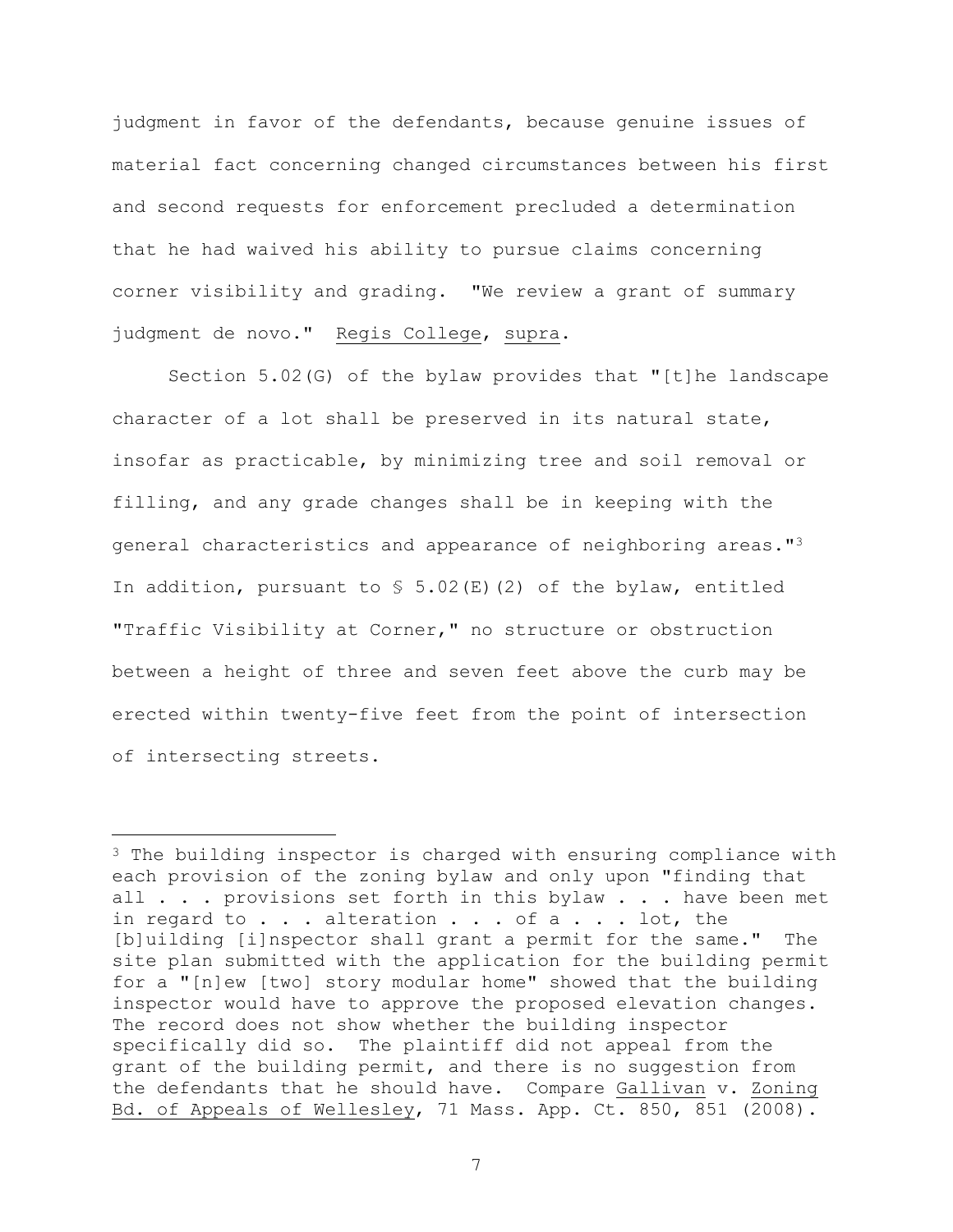judgment in favor of the defendants, because genuine issues of material fact concerning changed circumstances between his first and second requests for enforcement precluded a determination that he had waived his ability to pursue claims concerning corner visibility and grading. "We review a grant of summary judgment de novo." Regis College, supra.

Section 5.02(G) of the bylaw provides that "[t]he landscape character of a lot shall be preserved in its natural state, insofar as practicable, by minimizing tree and soil removal or filling, and any grade changes shall be in keeping with the general characteristics and appearance of neighboring areas."[3] In addition, pursuant to § 5.02(E)(2) of the bylaw, entitled "Traffic Visibility at Corner," no structure or obstruction between a height of three and seven feet above the curb may be erected within twenty-five feet from the point of intersection of intersecting streets.

---

[3] The building inspector is charged with ensuring compliance with each provision of the zoning bylaw and only upon "finding that all . . . provisions set forth in this bylaw . . . have been met in regard to . . . alteration . . . of a . . . lot, the [b]uilding [i]nspector shall grant a permit for the same." The site plan submitted with the application for the building permit for a "[n]ew [two] story modular home" showed that the building inspector would have to approve the proposed elevation changes. The record does not show whether the building inspector specifically did so. The plaintiff did not appeal from the grant of the building permit, and there is no suggestion from the defendants that he should have. Compare Gallivan v. Zoning Bd. of Appeals of Wellesley, 71 Mass. App. Ct. 850, 851 (2008).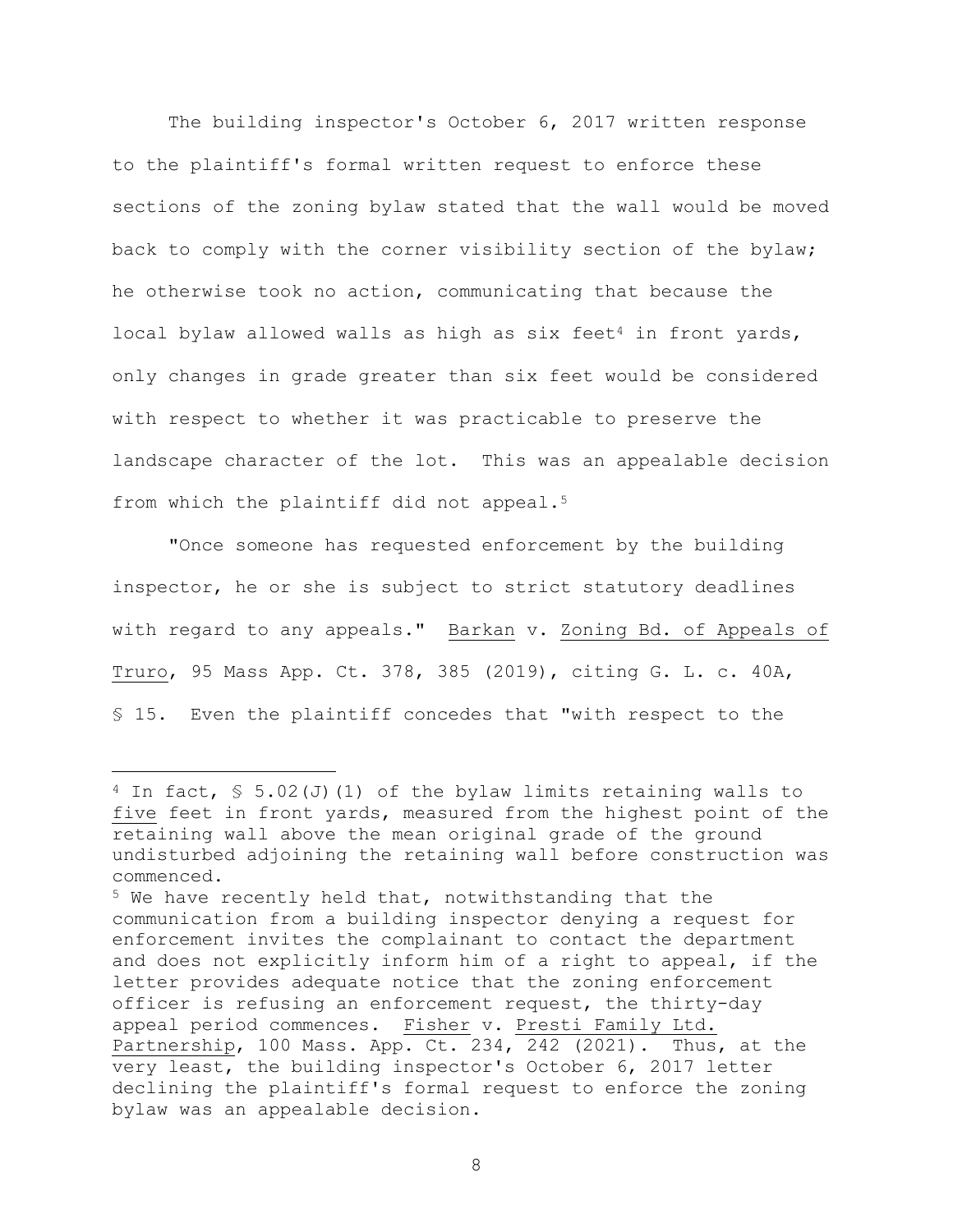The building inspector's October 6, 2017 written response to the plaintiff's formal written request to enforce these sections of the zoning bylaw stated that the wall would be moved back to comply with the corner visibility section of the bylaw; he otherwise took no action, communicating that because the local bylaw allowed walls as high as six feet[4] in front yards, only changes in grade greater than six feet would be considered with respect to whether it was practicable to preserve the landscape character of the lot. This was an appealable decision from which the plaintiff did not appeal.[5]

"Once someone has requested enforcement by the building inspector, he or she is subject to strict statutory deadlines with regard to any appeals." _Barkan_ v. _Zoning Bd. of Appeals of Truro_, 95 Mass App. Ct. 378, 385 (2019), citing G. L. c. 40A, § 15. Even the plaintiff concedes that "with respect to the

---

[4] In fact, § 5.02(J)(1) of the bylaw limits retaining walls to _five_ feet in front yards, measured from the highest point of the retaining wall above the mean original grade of the ground undisturbed adjoining the retaining wall before construction was commenced.

[5] We have recently held that, notwithstanding that the communication from a building inspector denying a request for enforcement invites the complainant to contact the department and does not explicitly inform him of a right to appeal, if the letter provides adequate notice that the zoning enforcement officer is refusing an enforcement request, the thirty-day appeal period commences. _Fisher_ v. _Presti Family Ltd. Partnership_, 100 Mass. App. Ct. 234, 242 (2021). Thus, at the very least, the building inspector's October 6, 2017 letter declining the plaintiff's formal request to enforce the zoning bylaw was an appealable decision.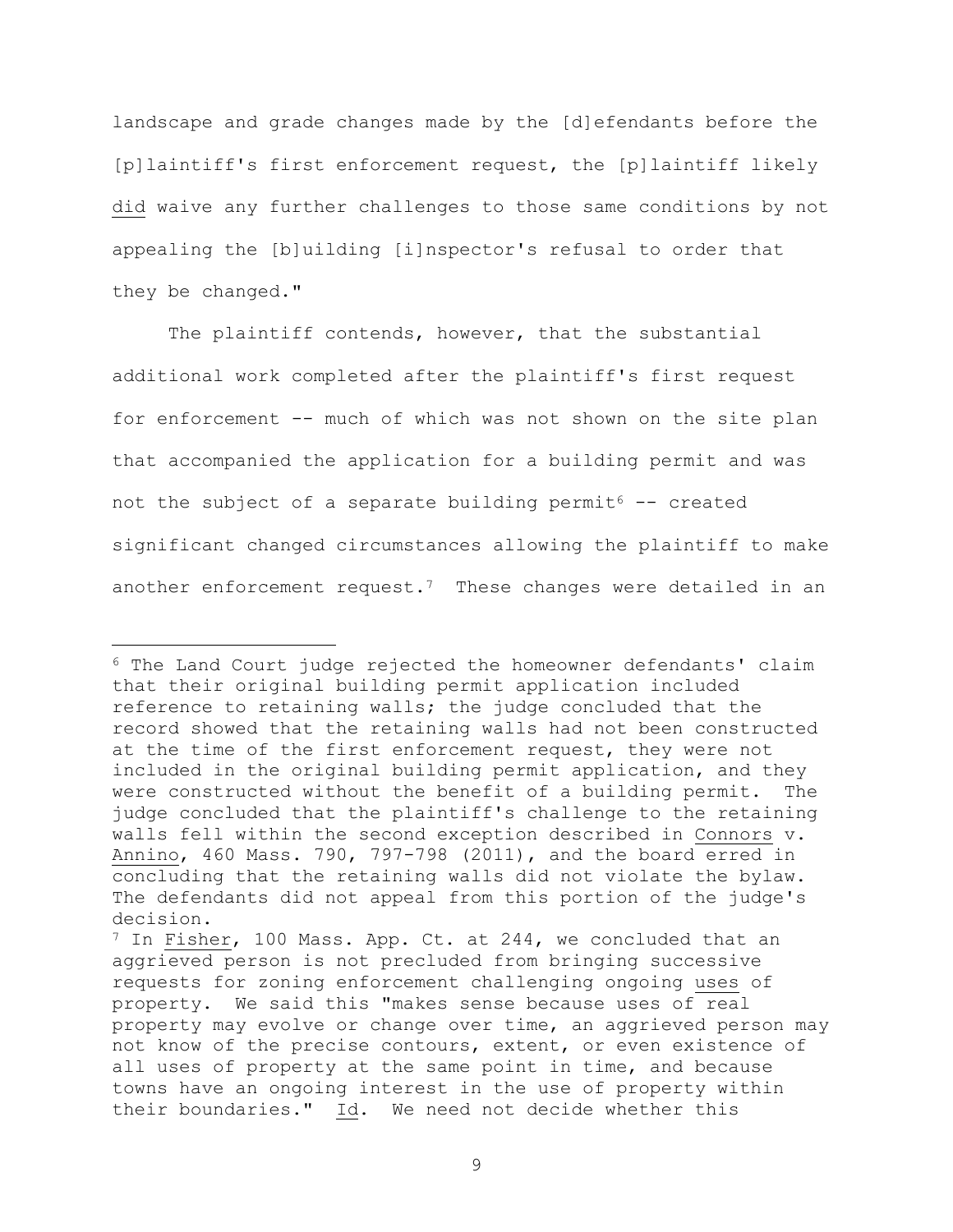landscape and grade changes made by the [d]efendants before the [p]laintiff's first enforcement request, the [p]laintiff likely did waive any further challenges to those same conditions by not appealing the [b]uilding [i]nspector's refusal to order that they be changed."

The plaintiff contends, however, that the substantial additional work completed after the plaintiff's first request for enforcement -- much of which was not shown on the site plan that accompanied the application for a building permit and was not the subject of a separate building permit[6] -- created significant changed circumstances allowing the plaintiff to make another enforcement request.[7] These changes were detailed in an

---

[6] The Land Court judge rejected the homeowner defendants' claim that their original building permit application included reference to retaining walls; the judge concluded that the record showed that the retaining walls had not been constructed at the time of the first enforcement request, they were not included in the original building permit application, and they were constructed without the benefit of a building permit. The judge concluded that the plaintiff's challenge to the retaining walls fell within the second exception described in Connors v. Annino, 460 Mass. 790, 797-798 (2011), and the board erred in concluding that the retaining walls did not violate the bylaw. The defendants did not appeal from this portion of the judge's decision.

[7] In Fisher, 100 Mass. App. Ct. at 244, we concluded that an aggrieved person is not precluded from bringing successive requests for zoning enforcement challenging ongoing uses of property. We said this "makes sense because uses of real property may evolve or change over time, an aggrieved person may not know of the precise contours, extent, or even existence of all uses of property at the same point in time, and because towns have an ongoing interest in the use of property within their boundaries." Id. We need not decide whether this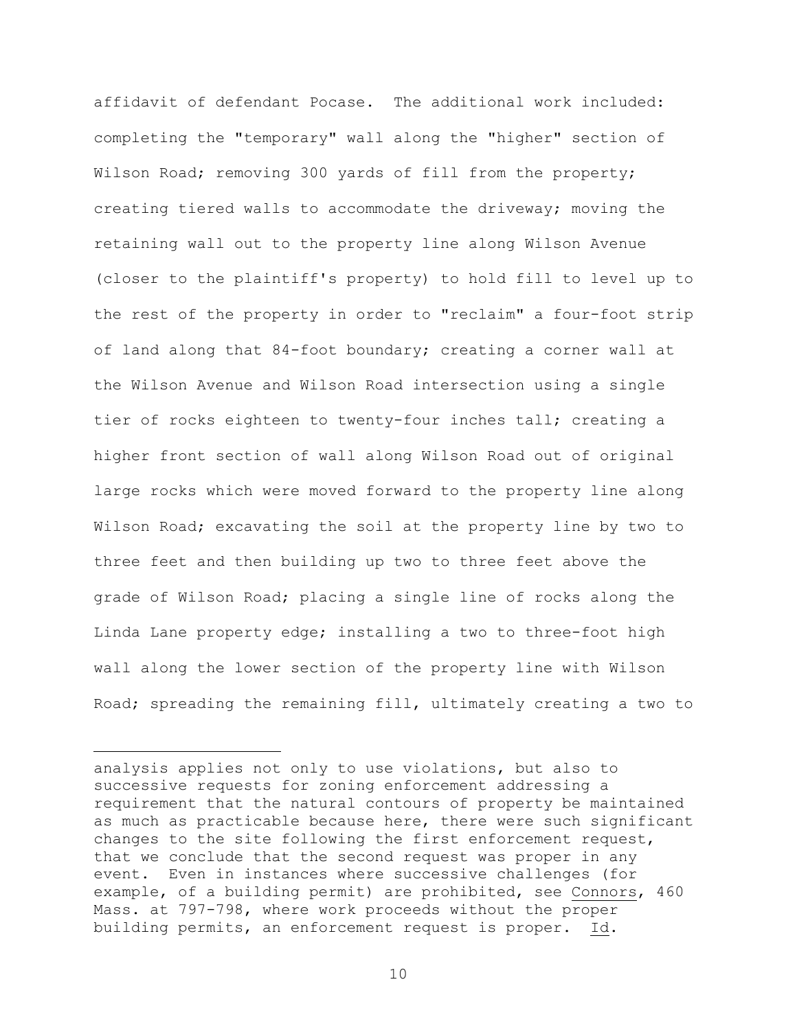affidavit of defendant Pocase. The additional work included: completing the "temporary" wall along the "higher" section of Wilson Road; removing 300 yards of fill from the property; creating tiered walls to accommodate the driveway; moving the retaining wall out to the property line along Wilson Avenue (closer to the plaintiff's property) to hold fill to level up to the rest of the property in order to "reclaim" a four-foot strip of land along that 84-foot boundary; creating a corner wall at the Wilson Avenue and Wilson Road intersection using a single tier of rocks eighteen to twenty-four inches tall; creating a higher front section of wall along Wilson Road out of original large rocks which were moved forward to the property line along Wilson Road; excavating the soil at the property line by two to three feet and then building up two to three feet above the grade of Wilson Road; placing a single line of rocks along the Linda Lane property edge; installing a two to three-foot high wall along the lower section of the property line with Wilson Road; spreading the remaining fill, ultimately creating a two to

---

analysis applies not only to use violations, but also to successive requests for zoning enforcement addressing a requirement that the natural contours of property be maintained as much as practicable because here, there were such significant changes to the site following the first enforcement request, that we conclude that the second request was proper in any event. Even in instances where successive challenges (for example, of a building permit) are prohibited, see Connors, 460 Mass. at 797-798, where work proceeds without the proper building permits, an enforcement request is proper. Id.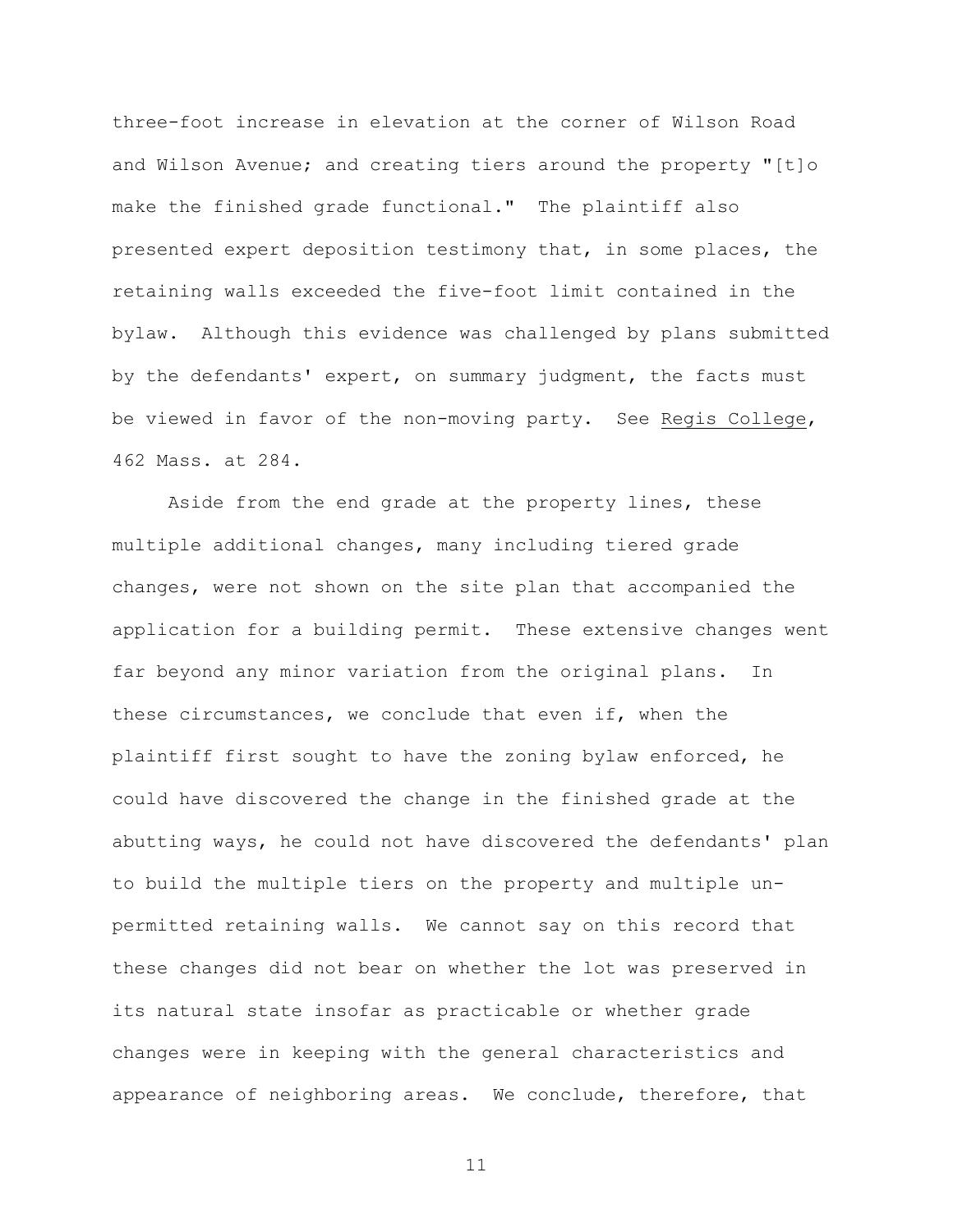three-foot increase in elevation at the corner of Wilson Road and Wilson Avenue; and creating tiers around the property "[t]o make the finished grade functional." The plaintiff also presented expert deposition testimony that, in some places, the retaining walls exceeded the five-foot limit contained in the bylaw. Although this evidence was challenged by plans submitted by the defendants' expert, on summary judgment, the facts must be viewed in favor of the non-moving party. See Regis College, 462 Mass. at 284.

Aside from the end grade at the property lines, these multiple additional changes, many including tiered grade changes, were not shown on the site plan that accompanied the application for a building permit. These extensive changes went far beyond any minor variation from the original plans. In these circumstances, we conclude that even if, when the plaintiff first sought to have the zoning bylaw enforced, he could have discovered the change in the finished grade at the abutting ways, he could not have discovered the defendants' plan to build the multiple tiers on the property and multiple un-permitted retaining walls. We cannot say on this record that these changes did not bear on whether the lot was preserved in its natural state insofar as practicable or whether grade changes were in keeping with the general characteristics and appearance of neighboring areas. We conclude, therefore, that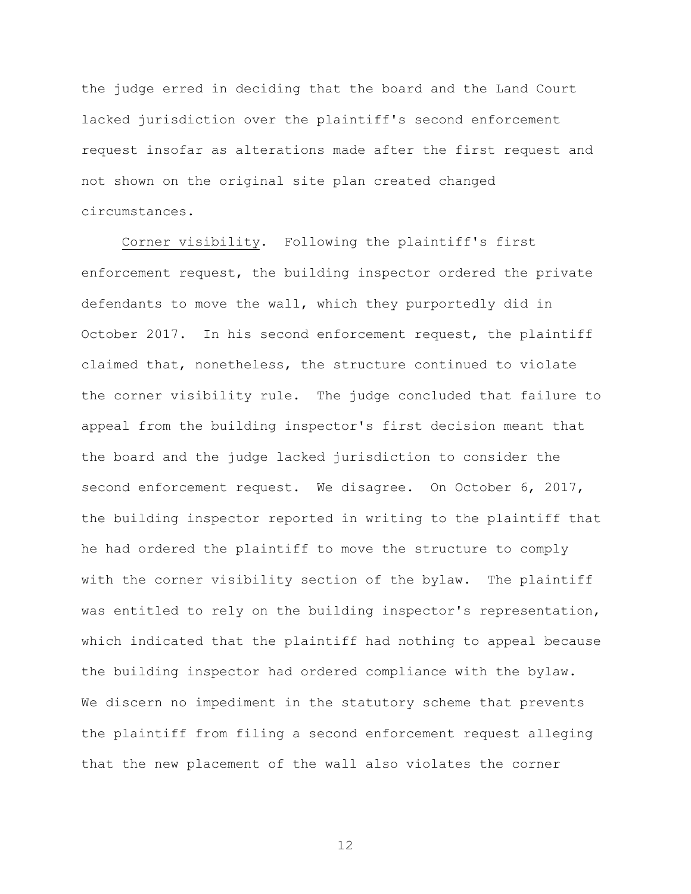the judge erred in deciding that the board and the Land Court lacked jurisdiction over the plaintiff's second enforcement request insofar as alterations made after the first request and not shown on the original site plan created changed circumstances.

Corner visibility. Following the plaintiff's first enforcement request, the building inspector ordered the private defendants to move the wall, which they purportedly did in October 2017. In his second enforcement request, the plaintiff claimed that, nonetheless, the structure continued to violate the corner visibility rule. The judge concluded that failure to appeal from the building inspector's first decision meant that the board and the judge lacked jurisdiction to consider the second enforcement request. We disagree. On October 6, 2017, the building inspector reported in writing to the plaintiff that he had ordered the plaintiff to move the structure to comply with the corner visibility section of the bylaw. The plaintiff was entitled to rely on the building inspector's representation, which indicated that the plaintiff had nothing to appeal because the building inspector had ordered compliance with the bylaw. We discern no impediment in the statutory scheme that prevents the plaintiff from filing a second enforcement request alleging that the new placement of the wall also violates the corner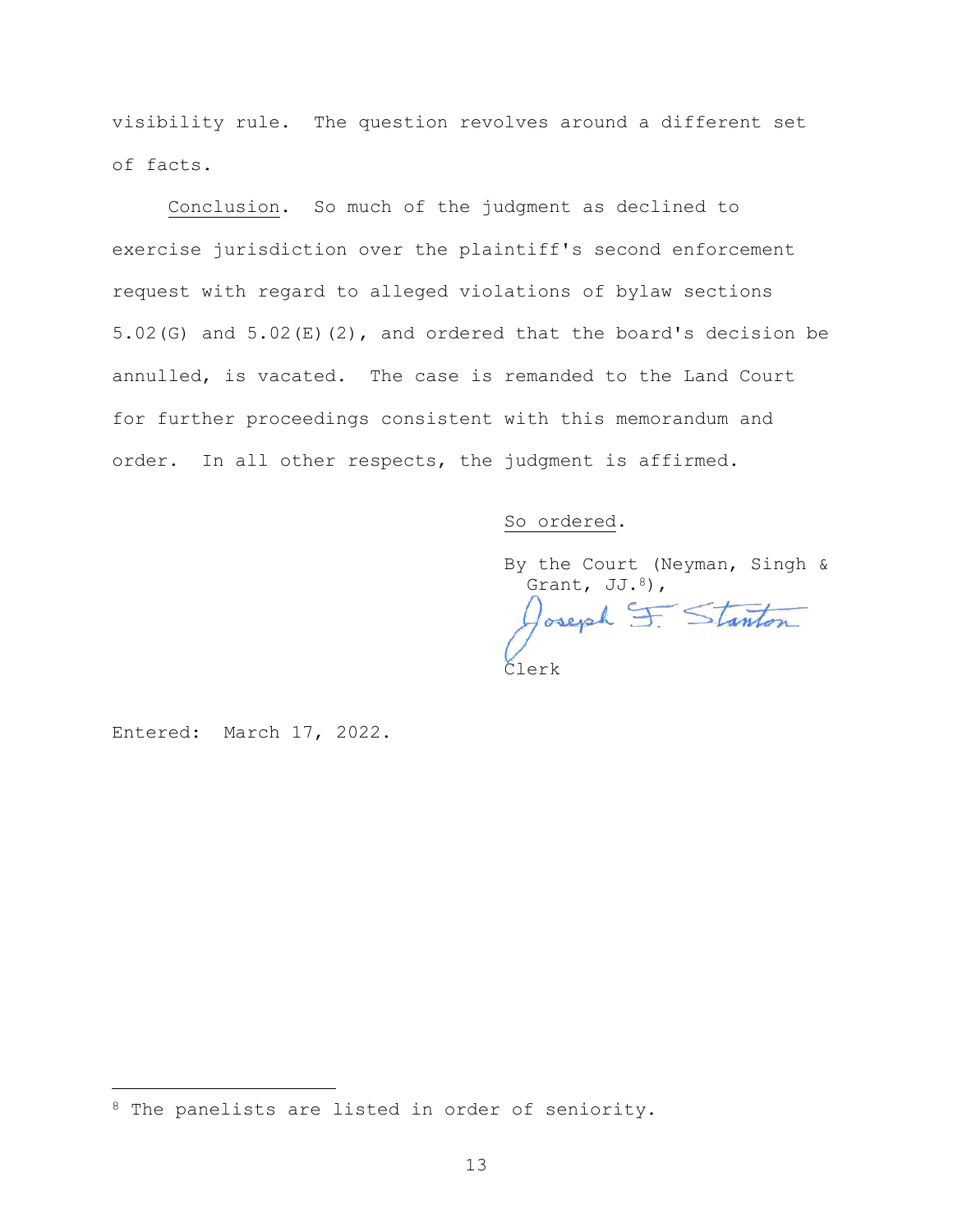visibility rule. The question revolves around a different set of facts.

Conclusion. So much of the judgment as declined to exercise jurisdiction over the plaintiff's second enforcement request with regard to alleged violations of bylaw sections 5.02(G) and 5.02(E)(2), and ordered that the board's decision be annulled, is vacated. The case is remanded to the Land Court for further proceedings consistent with this memorandum and order. In all other respects, the judgment is affirmed.

So ordered.

By the Court (Neyman, Singh & Grant, JJ.[8]),

Joseph F. Stanton

Clerk

Entered: March 17, 2022.

---

[8] The panelists are listed in order of seniority.